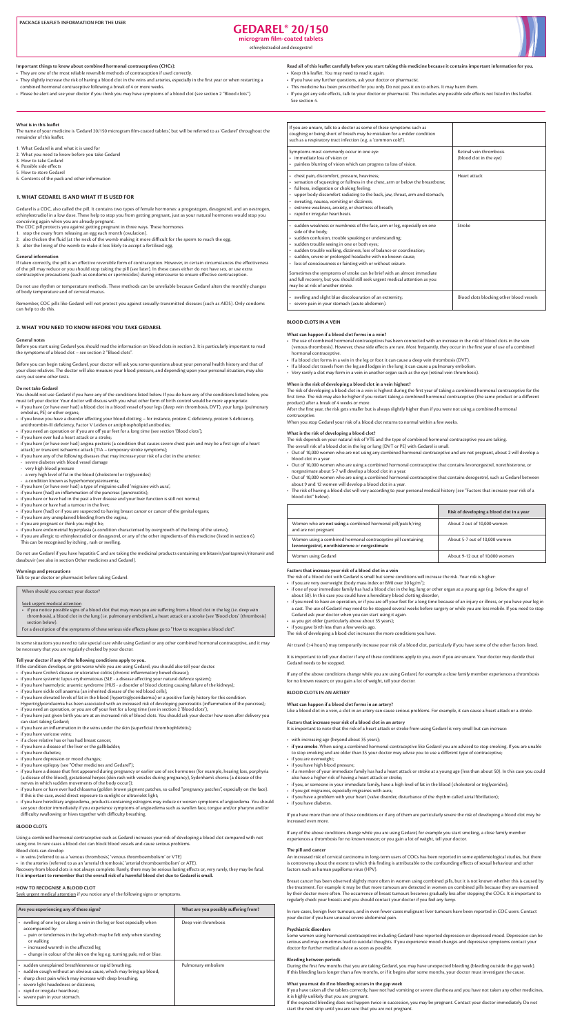# GEDAREL® 20/150

**microgram film-coated tablets**

ethinylestradiol and desogestrel

**Important things to know about combined hormonal contraceptives (CHCs):**

- They are one of the most reliable reversible methods of contraception if used correctly.
- They slightly increase the risk of having a blood clot in the veins and arteries, especially in the first year or when restarting a combined hormonal contraceptive following a break of 4 or more weeks.
- Please be alert and see your doctor if you think you may have symptoms of a blood clot (see section 2 "Blood clots").

**Read all of this leaflet carefully before you start taking this medicine because it contains important information for you.**

- Keep this leaflet. You may need to read it again.
- If you have any further questions, ask your doctor or pharmacist.
- This medicine has been prescribed for you only. Do not pass it on to others. It may harm them.
- If you get any side effects, talk to your doctor or pharmacist. This includes any possible side effects not listed in this leaflet. See section 4.

**What is in this leaflet**

The name of your medicine is 'Gedarel 20/150 microgram film-coated tablets', but will be referred to as 'Gedarel' throughout the remainder of this leaflet.

1. What Gedarel is and what it is used for
2. What you need to know before you take Gedarel
3. How to take Gedarel
4. Possible side effects
5. How to store Gedarel
6. Contents of the pack and other information

## 1. WHAT GEDAREL IS AND WHAT IT IS USED FOR

Gedarel is a COC, also called the pill. It contains two types of female hormones: a progestogen, desogestrel, and an oestrogen, ethinylestradiol in a low dose. These help to stop you from getting pregnant, just as your natural hormones would stop you conceiving again when you are already pregnant.

The COC pill protects you against getting pregnant in three ways. These hormones

1. stop the ovary from releasing an egg each month (ovulation).
2. also thicken the fluid (at the neck of the womb making it more difficult for the sperm to reach the egg.
3. alter the lining of the womb to make it less likely to accept a fertilised egg.

**General information**

If taken correctly, the pill is an effective reversible form of contraception. However, in certain circumstances the effectiveness of the pill may reduce or you should stop taking the pill (see later). In these cases either do not have sex, or use extra contraceptive precautions (such as condoms or spermicides) during intercourse to ensure effective contraception.

Do not use rhythm or temperature methods. These methods can be unreliable because Gedarel alters the monthly changes of body temperature and of cervical mucus.

Remember, COC pills like Gedarel will not protect you against sexually-transmitted diseases (such as AIDS). Only condoms can help to do this.

## 2. WHAT YOU NEED TO KNOW BEFORE YOU TAKE GEDAREL

**General notes**

Before you start using Gedarel you should read the information on blood clots in section 2. It is particularly important to read the symptoms of a blood clot – see section 2 "Blood clots".

Before you can begin taking Gedarel, your doctor will ask you some questions about your personal health history and that of your close relatives. The doctor will also measure your blood pressure, and depending upon your personal situation, may also carry out some other tests.

**Do not take Gedarel**

You should not use Gedarel if you have any of the conditions listed below. If you do have any of the conditions listed below, you must tell your doctor. Your doctor will discuss with you what other form of birth control would be more appropriate.

- if you have (or have ever had) a blood clot in a blood vessel of your legs (deep vein thrombosis, DVT), your lungs (pulmonary embolus, PE) or other organs;
- if you know you have a disorder affecting your blood clotting – for instance, protein C deficiency, protein S deficiency, antithrombin-III deficiency, Factor V Leiden or antiphospholipid antibodies;
- if you need an operation or if you are off your feet for a long time (see section 'Blood clots');
- if you have ever had a heart attack or a stroke;
- if you have (or have ever had) angina pectoris (a condition that causes severe chest pain and may be a first sign of a heart attack) or transient ischaemic attack (TIA – temporary stroke symptoms);
- if you have any of the following diseases that may increase your risk of a clot in the arteries:
  - severe diabetes with blood vessel damage
  - very high blood pressure
  - a very high level of fat in the blood (cholesterol or triglycerides)
  - a condition known as hyperhomocysteinaemia;
- if you have (or have ever had) a type of migraine called 'migraine with aura';
- if you have (had) an inflammation of the pancreas (pancreatitis);
- if you have or have had in the past a liver disease and your liver function is still not normal;
- if you have or have had a tumour in the liver;
- if you have (had) or if you are suspected to having breast cancer or cancer of the genital organs;
- if you have any unexplained bleeding from the vagina;
- if you are pregnant or think you might be;
- if you have endometrial hyperplasia (a condition characterised by overgrowth of the lining of the uterus);
- if you are allergic to ethinylestradiol or desogestrel, or any of the other ingredients of this medicine (listed in section 6). This can be recognised by itching, rash or swelling.

Do not use Gedarel if you have hepatitis C and are taking the medicinal products containing ombitasvir/paritaprevir/ritonavir and dasabuvir (see also in section Other medicines and Gedarel).

**Warnings and precautions**

Talk to your doctor or pharmacist before taking Gedarel.

When should you contact your doctor?

Seek urgent medical attention

- if you notice possible signs of a blood clot that may mean you are suffering from a blood clot in the leg (i.e. deep vein thrombosis), a blood clot in the lung (i.e. pulmonary embolism), a heart attack or a stroke (see 'Blood clots' (thrombosis) section below).

For a description of the symptoms of these serious side effects please go to "How to recognise a blood clot".

In some situations you need to take special care while using Gedarel or any other combined hormonal contraceptive, and it may be necessary that you are regularly checked by your doctor.

**Tell your doctor if any of the following conditions apply to you.**

If the condition develops, or gets worse while you are using Gedarel, you should also tell your doctor.

- if you have Crohn's disease or ulcerative colitis (chronic inflammatory bowel disease);
- if you have systemic lupus erythematosus (SLE - a disease affecting your natural defence system);
- if you have haemolytic uraemic syndrome (HUS - a disorder of blood clotting causing failure of the kidneys);
- if you have sickle cell anaemia (an inherited disease of the red blood cells);
- if you have elevated levels of fat in the blood (hypertriglyceridaemia) or a positive family history for this condition. Hypertriglyceridaemia has been associated with an increased risk of developing pancreatitis (inflammation of the pancreas);
- if you need an operation, or you are off your feet for a long time (see in section 2 'Blood clots');
- if you have just given birth you are at an increased risk of blood clots. You should ask your doctor how soon after delivery you can start taking Gedarel;
- if you have an inflammation in the veins under the skin (superficial thrombophlebitis);
- if you have varicose veins;
- if a close relative has or has had breast cancer;
- if you have a disease of the liver or the gallbladder;
- if you have diabetes;
- if you have depression or mood changes;
- if you have epilepsy (see "Other medicines and Gedarel");
- if you have a disease that first appeared during pregnancy or earlier use of sex hormones (for example, hearing loss, porphyria (a disease of the blood), gestational herpes (skin rash with vesicles during pregnancy), Sydenham's chorea (a disease of the nerves in which sudden movements of the body occur));
- if you have or have ever had chloasma (golden brown pigment patches, so called "pregnancy patches", especially on the face). If this is the case, avoid direct exposure to sunlight or ultraviolet light;
- if you have hereditary angioedema, products containing estrogens may induce or worsen symptoms of angioedema. You should see your doctor immediately if you experience symptoms of angioedema such as swollen face, tongue and/or pharynx and/or difficulty swallowing or hives together with difficulty breathing.

## BLOOD CLOTS

Using a combined hormonal contraceptive such as Gedarel increases your risk of developing a blood clot compared with not using one. In rare cases a blood clot can block blood vessels and cause serious problems.

Blood clots can develop

- in veins (referred to as a 'venous thrombosis', 'venous thromboembolism' or VTE)
- in the arteries (referred to as an 'arterial thrombosis', 'arterial thromboembolism' or ATE).

Recovery from blood clots is not always complete. Rarely, there may be serious lasting effects or, very rarely, they may be fatal.
**It is important to remember that the overall risk of a harmful blood clot due to Gedarel is small.**

## HOW TO RECOGNISE A BLOOD CLOT

Seek urgent medical attention if you notice any of the following signs or symptoms.

| Are you experiencing any of these signs? | What are you possibly suffering from? |
|---|---|
| • swelling of one leg or along a vein in the leg or foot especially when accompanied by:<br>– pain or tenderness in the leg which may be felt only when standing or walking<br>– increased warmth in the affected leg<br>– change in colour of the skin on the leg e.g. turning pale, red or blue. | Deep vein thrombosis |
| • sudden unexplained breathlessness or rapid breathing;<br>• sudden cough without an obvious cause, which may bring up blood;<br>• sharp chest pain which may increase with deep breathing;<br>• severe light headedness or dizziness;<br>• rapid or irregular heartbeat;<br>• severe pain in your stomach. | Pulmonary embolism |
| If you are unsure, talk to a doctor as some of these symptoms such as coughing or being short of breath may be mistaken for a milder condition such as a respiratory tract infection (e.g. a 'common cold'). | |
| Symptoms most commonly occur in one eye:<br>• immediate loss of vision or<br>• painless blurring of vision which can progress to loss of vision. | Retinal vein thrombosis (blood clot in the eye) |
| • chest pain, discomfort, pressure, heaviness;<br>• sensation of squeezing or fullness in the chest, arm or below the breastbone;<br>• fullness, indigestion or choking feeling;<br>• upper body discomfort radiating to the back, jaw, throat, arm and stomach;<br>• sweating, nausea, vomiting or dizziness;<br>• extreme weakness, anxiety, or shortness of breath;<br>• rapid or irregular heartbeats. | Heart attack |
| • sudden weakness or numbness of the face, arm or leg, especially on one side of the body;<br>• sudden confusion, trouble speaking or understanding;<br>• sudden trouble seeing in one or both eyes;<br>• sudden trouble walking, dizziness, loss of balance or coordination;<br>• sudden, severe or prolonged headache with no known cause;<br>• loss of consciousness or fainting with or without seizure.<br><br>Sometimes the symptoms of stroke can be brief with an almost immediate and full recovery, but you should still seek urgent medical attention as you may be at risk of another stroke. | Stroke |
| • swelling and slight blue discolouration of an extremity;<br>• severe pain in your stomach (acute abdomen). | Blood clots blocking other blood vessels |

## BLOOD CLOTS IN A VEIN

**What can happen if a blood clot forms in a vein?**

- The use of combined hormonal contraceptives has been connected with an increase in the risk of blood clots in the vein (venous thrombosis). However, these side effects are rare. Most frequently, they occur in the first year of use of a combined hormonal contraceptive.
- If a blood clot forms in a vein in the leg or foot it can cause a deep vein thrombosis (DVT).
- If a blood clot travels from the leg and lodges in the lung it can cause a pulmonary embolism.
- Very rarely a clot may form in a vein in another organ such as the eye (retinal vein thrombosis).

**When is the risk of developing a blood clot in a vein highest?**

The risk of developing a blood clot in a vein is highest during the first year of taking a combined hormonal contraceptive for the first time. The risk may also be higher if you restart taking a combined hormonal contraceptive (the same product or a different product) after a break of 4 weeks or more.

After the first year, the risk gets smaller but is always slightly higher than if you were not using a combined hormonal contraceptive.

When you stop Gedarel your risk of a blood clot returns to normal within a few weeks.

**What is the risk of developing a blood clot?**

The risk depends on your natural risk of VTE and the type of combined hormonal contraceptive you are taking.

The overall risk of a blood clot in the leg or lung (DVT or PE) with Gedarel is small.

- Out of 10,000 women who are not using any combined hormonal contraceptive and are not pregnant, about 2 will develop a blood clot in a year.
- Out of 10,000 women who are using a combined hormonal contraceptive that contains levonorgestrel, norethisterone, or norgestimate about 5-7 will develop a blood clot in a year.
- Out of 10,000 women who are using a combined hormonal contraceptive that contains desogestrel, such as Gedarel between about 9 and 12 women will develop a blood clot in a year.
- The risk of having a blood clot will vary according to your personal medical history (see "Factors that increase your risk of a blood clot" below).

| | Risk of developing a blood clot in a year |
|---|---|
| Women who are **not using** a combined hormonal pill/patch/ring and are not pregnant | About 2 out of 10,000 women |
| Women using a combined hormonal contraceptive pill containing **levonorgestrel, norethisterone** or **norgestimate** | About 5-7 out of 10,000 women |
| Women using Gedarel | About 9-12 out of 10,000 women |

**Factors that increase your risk of a blood clot in a vein**

The risk of a blood clot with Gedarel is small but some conditions will increase the risk. Your risk is higher:

- if you are very overweight (body mass index or BMI over 30 kg/m$^2$);
- if one of your immediate family has had a blood clot in the leg, lung or other organ at a young age (e.g. below the age of about 50). In this case you could have a hereditary blood clotting disorder;
- if you need to have an operation, or if you are off your feet for a long time because of an injury or illness, or you have your leg in a cast. The use of Gedarel may need to be stopped several weeks before surgery or while you are less mobile. If you need to stop Gedarel ask your doctor when you can start using it again.
- as you get older (particularly above about 35 years);
- if you gave birth less than a few weeks ago.

The risk of developing a blood clot increases the more conditions you have.

Air travel (>4 hours) may temporarily increase your risk of a blood clot, particularly if you have some of the other factors listed.

It is important to tell your doctor if any of these conditions apply to you, even if you are unsure. Your doctor may decide that Gedarel needs to be stopped.

If any of the above conditions change while you are using Gedarel, for example a close family member experiences a thrombosis for no known reason; or you gain a lot of weight, tell your doctor.

## BLOOD CLOTS IN AN ARTERY

**What can happen if a blood clot forms in an artery?**

Like a blood clot in a vein, a clot in an artery can cause serious problems. For example, it can cause a heart attack or a stroke.

**Factors that increase your risk of a blood clot in an artery**

It is important to note that the risk of a heart attack or stroke from using Gedarel is very small but can increase:

- with increasing age (beyond about 35 years);
- **if you smoke.** When using a combined hormonal contraceptive like Gedarel you are advised to stop smoking. If you are unable to stop smoking and are older than 35 your doctor may advise you to use a different type of contraceptive;
- if you are overweight;
- if you have high blood pressure;
- if a member of your immediate family has had a heart attack or stroke at a young age (less than about 50). In this case you could also have a higher risk of having a heart attack or stroke;
- if you, or someone in your immediate family, have a high level of fat in the blood (cholesterol or triglycerides);
- if you get migraines, especially migraines with aura;
- if you have a problem with your heart (valve disorder, disturbance of the rhythm called atrial fibrillation);
- if you have diabetes.

If you have more than one of these conditions or if any of them are particularly severe the risk of developing a blood clot may be increased even more.

If any of the above conditions change while you are using Gedarel, for example you start smoking, a close family member experiences a thrombosis for no known reason; or you gain a lot of weight, tell your doctor.

**The pill and cancer**

An increased risk of cervical carcinoma in long-term users of COCs has been reported in some epidemiological studies, but there is controversy about the extent to which this finding is attributable to the confounding effects of sexual behaviour and other factors such as human papilloma virus (HPV).

Breast cancer has been observed slightly more often in women using combined pills, but it is not known whether this is caused by the treatment. For example it may be that more tumours are detected in women on combined pills because they are examined by their doctor more often. The occurrence of breast tumours becomes gradually less after stopping the COCs. It is important to regularly check your breasts and you should contact your doctor if you feel any lump.

In rare cases, benign liver tumours, and in even fewer cases malignant liver tumours have been reported in COC users. Contact your doctor if you have unusual severe abdominal pain.

**Psychiatric disorders**

Some women using hormonal contraceptives including Gedarel have reported depression or depressed mood. Depression can be serious and may sometimes lead to suicidal thoughts. If you experience mood changes and depressive symptoms contact your doctor for further medical advice as soon as possible.

**Bleeding between periods**

During the first few months that you are taking Gedarel, you may have unexpected bleeding (bleeding outside the gap week). If this bleeding lasts longer than a few months, or if it begins after some months, your doctor must investigate the cause.

**What you must do if no bleeding occurs in the gap week**

If you have taken all the tablets correctly, have not had vomiting or severe diarrhoea and you have not taken any other medicines, it is highly unlikely that you are pregnant.

If the expected bleeding does not happen twice in succession, you may be pregnant. Contact your doctor immediately. Do not start the next strip until you are sure that you are not pregnant.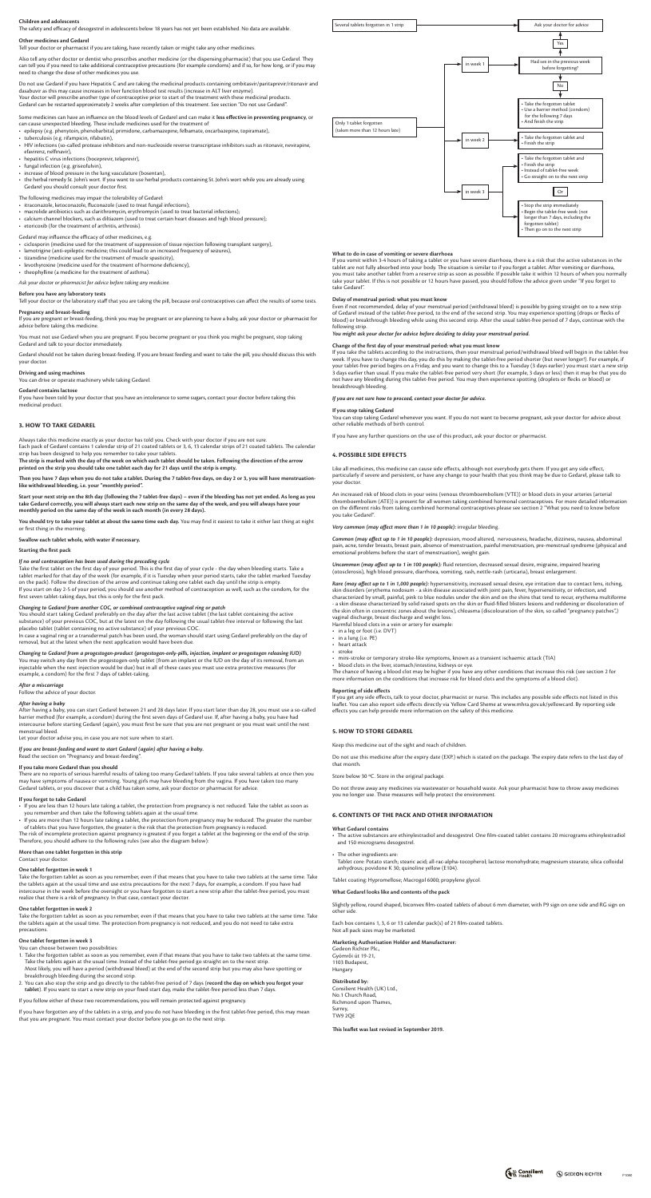**Children and adolescents**

The safety and efficacy of desogestrel in adolescents below 18 years has not yet been established. No data are available.

**Other medicines and Gedarel**

Tell your doctor or pharmacist if you are taking, have recently taken or might take any other medicines.

Also tell any other doctor or dentist who prescribes another medicine (or the dispensing pharmacist) that you use Gedarel. They can tell you if you need to take additional contraceptive precautions (for example condoms) and if so, for how long, or if you may need to change the dose of other medicines you use.

Do not use Gedarel if you have Hepatitis C and are taking the medicinal products containing ombitasvir/paritaprevir/ritonavir and dasabuvir as this may cause increases in liver function blood test results (increase in ALT liver enzyme).
Your doctor will prescribe another type of contraceptive prior to start of the treatment with these medicinal products.
Gedarel can be restarted approximately 2 weeks after completion of this treatment. See section "Do not use Gedarel".

Some medicines can have an influence on the blood levels of Gedarel and can make it **less effective in preventing pregnancy**, or can cause unexpected bleeding. These include medicines used for the treatment of

- epilepsy (e.g. phenytoin, phenobarbital, primidone, carbamazepine, felbamate, oxcarbazepine, topiramate),
- tuberculosis (e.g. rifampicin, rifabutin),
- HIV infections (so-called protease inhibitors and non-nucleoside reverse transcriptase inhibitors such as ritonavir, nevirapine, efavirenz, nelfinavir),
- hepatitis C virus infections (boceprevir, telaprevir),
- fungal infection (e.g. griseofulvin),
- increase of blood pressure in the lung vasculature (bosentan),
- the herbal remedy St. John's wort. If you want to use herbal products containing St. John's wort while you are already using Gedarel you should consult your doctor first.

The following medicines may impair the tolerability of Gedarel:

- itraconazole, ketoconazole, fluconazole (used to treat fungal infections);
- macrolide antibiotics such as clarithromycin, erythromycin (used to treat bacterial infections);
- calcium channel blockers, such as diltiazem (used to treat certain heart diseases and high blood pressure);
- etoricoxib (for the treatment of arthritis, arthrosis).

Gedarel may influence the efficacy of other medicines, e.g.

- ciclosporin (medicine used for the treatment of suppression of tissue rejection following transplant surgery),
- lamotrigine (anti-epileptic medicine; this could lead to an increased frequency of seizures),
- tizanidine (medicine used for the treatment of muscle spasticity),
- levothyroxine (medicine used for the treatment of hormone deficiency),
- theophylline (a medicine for the treatment of asthma).

*Ask your doctor or pharmacist for advice before taking any medicine.*

**Before you have any laboratory tests**

Tell your doctor or the laboratory staff that you are taking the pill, because oral contraceptives can affect the results of some tests.

**Pregnancy and breast-feeding**

If you are pregnant or breast-feeding, think you may be pregnant or are planning to have a baby, ask your doctor or pharmacist for advice before taking this medicine.

You must not use Gedarel when you are pregnant. If you become pregnant or you think you might be pregnant, stop taking Gedarel and talk to your doctor immediately.

Gedarel should not be taken during breast-feeding. If you are breast feeding and want to take the pill, you should discuss this with your doctor.

**Driving and using machines**

You can drive or operate machinery while taking Gedarel.

**Gedarel contains lactose**

If you have been told by your doctor that you have an intolerance to some sugars, contact your doctor before taking this medicinal product.

## 3. HOW TO TAKE GEDAREL

Always take this medicine exactly as your doctor has told you. Check with your doctor if you are not sure.
Each pack of Gedarel contains 1 calendar strip of 21 coated tablets or 3, 6, 13 calendar strips of 21 coated tablets. The calendar strip has been designed to help you remember to take your tablets.

**The strip is marked with the day of the week on which each tablet should be taken. Following the direction of the arrow printed on the strip you should take one tablet each day for 21 days until the strip is empty.**

**Then you have 7 days when you do not take a tablet. During the 7 tablet-free days, on day 2 or 3, you will have menstruation-like withdrawal bleeding, i.e. your "monthly period".**

**Start your next strip on the 8th day (following the 7 tablet-free days) – even if the bleeding has not yet ended. As long as you take Gedarel correctly, you will always start each new strip on the same day of the week, and you will always have your monthly period on the same day of the week in each month (in every 28 days).**

**You should try to take your tablet at about the same time each day.** You may find it easiest to take it either last thing at night or first thing in the morning.

**Swallow each tablet whole, with water if necessary.**

**Starting the first pack**

***If no oral contraception has been used during the preceding cycle***

Take the first tablet on the first day of your period. This is the first day of your cycle - the day when bleeding starts. Take a tablet marked for that day of the week (for example, if it is Tuesday when your period starts, take the tablet marked Tuesday on the pack). Follow the direction of the arrow and continue taking one tablet each day until the strip is empty.
If you start on day 2-5 of your period, you should use another method of contraception as well, such as the condom, for the first seven tablet-taking days, but this is only for the first pack.

***Changing to Gedarel from another COC, or combined contraceptive vaginal ring or patch***

You should start taking Gedarel preferably on the day after the last active tablet (the last tablet containing the active substance) of your previous COC, but at the latest on the day following the usual tablet-free interval of following the last placebo tablet (tablet containing no active substance) of your previous COC.
In case a vaginal ring or a transdermal patch has been used, the woman should start using Gedarel preferably on the day of removal, but at the latest when the next application would have been due.

***Changing to Gedarel from a progestogen-product (progestogen-only-pills, injection, implant or progestogen releasing IUD)***

You may switch any day from the progestogen-only tablet (from an implant or the IUD on the day of its removal, from an injectable when the next injection would be due) but in all of these cases you must use extra protective measures (for example, a condom) for the first 7 days of tablet-taking.

***After a miscarriage***

Follow the advice of your doctor.

***After having a baby***

After having a baby, you can start Gedarel between 21 and 28 days later. If you start later than day 28, you must use a so-called barrier method (for example, a condom) during the first seven days of Gedarel use. If, after having a baby, you have had intercourse before starting Gedarel (again), you must first be sure that you are not pregnant or you must wait until the next menstrual bleed.
Let your doctor advise you, in case you are not sure when to start.

***If you are breast-feeding and want to start Gedarel (again) after having a baby.***

Read the section on "Pregnancy and breast-feeding".

**If you take more Gedarel than you should**

There are no reports of serious harmful results of taking too many Gedarel tablets. If you take several tablets at once then you may have symptoms of nausea or vomiting. Young girls may have bleeding from the vagina. If you have taken too many Gedarel tablets, or you discover that a child has taken some, ask your doctor or pharmacist for advice.

**If you forget to take Gedarel**

- If you are less than 12 hours late taking a tablet, the protection from pregnancy is not reduced. Take the tablet as soon as you remember and then take the following tablets again at the usual time.
- If you are more than 12 hours late taking a tablet, the protection from pregnancy may be reduced. The greater the number of tablets that you have forgotten, the greater is the risk that the protection from pregnancy is reduced.

The risk of incomplete protection against pregnancy is greatest if you forget a tablet at the beginning or the end of the strip. Therefore, you should adhere to the following rules (see also the diagram below):

**More than one tablet forgotten in this strip**

Contact your doctor.

**One tablet forgotten in week 1**

Take the forgotten tablet as soon as you remember, even if that means that you have to take two tablets at the same time. Take the tablets again at the usual time and use extra precautions for the next 7 days, for example, a condom. If you have had intercourse in the week before the oversight or you have forgotten to start a new strip after the tablet-free period, you must realize that there is a risk of pregnancy. In that case, contact your doctor.

**One tablet forgotten in week 2**

Take the forgotten tablet as soon as you remember, even if that means that you have to take two tablets at the same time. Take the tablets again at the usual time. The protection from pregnancy is not reduced, and you do not need to take extra precautions.

**One tablet forgotten in week 3**

You can choose between two possibilities:

1. Take the forgotten tablet as soon as you remember, even if that means that you have to take two tablets at the same time. Take the tablets again at the usual time. Instead of the tablet-free period go straight on to the next strip.
Most likely, you will have a period (withdrawal bleed) at the end of the second strip but you may also have spotting or breakthrough bleeding during the second strip.
2. You can also stop the strip and go directly to the tablet-free period of 7 days (**record the day on which you forgot your tablet**). If you want to start a new strip on your fixed start day, make the tablet-free period less than 7 days.

If you follow either of these two recommendations, you will remain protected against pregnancy.

If you have forgotten any of the tablets in a strip, and you do not have bleeding in the first tablet-free period, this may mean that you are pregnant. You must contact your doctor before you go on to the next strip.

Several tablets forgotten in 1 strip
Ask your doctor for advice
Yes
in week 1
Had sex in the previous week before forgetting?
No
- Take the forgotten tablet
- Use a barrier method (condom) for the following 7 days
- And finish the strip

Only 1 tablet forgotten (taken more than 12 hours late)
in week 2
- Take the forgotten tablet and
- Finish the strip

- Take the forgotten tablet and
- Finish the strip
- Instead of tablet-free week
- Go straight on to the next strip

in week 3
Or
- Stop the strip immediately
- Begin the tablet-free week (not longer than 7 days, including the forgotten tablet)
- Then go on to the next strip

**What to do in case of vomiting or severe diarrhoea**

If you vomit within 3-4 hours of taking a tablet or you have severe diarrhoea, there is a risk that the active substances in the tablet are not fully absorbed into your body. The situation is similar to if you forget a tablet. After vomiting or diarrhoea, you must take another tablet from a reserve strip as soon as possible. If possible take it within 12 hours of when you normally take your tablet. If this is not possible or 12 hours have passed, you should follow the advice given under "If you forget to take Gedarel".

**Delay of menstrual period: what you must know**

Even if not recommended, delay of your menstrual period (withdrawal bleed) is possible by going straight on to a new strip of Gedarel instead of the tablet-free period, to the end of the second strip. You may experience spotting (drops or flecks of blood) or breakthrough bleeding while using this second strip. After the usual tablet-free period of 7 days, continue with the following strip.

***You might ask your doctor for advice before deciding to delay your menstrual period.***

**Change of the first day of your menstrual period: what you must know**

If you take the tablets according to the instructions, then your menstrual period/withdrawal bleed will begin in the tablet-free week. If you have to change this day, you do this by making the tablet-free period shorter (but never longer!). For example, if your tablet-free period begins on a Friday, and you want to change this to a Tuesday (3 days earlier) you must start a new strip 3 days earlier than usual. If you make the tablet-free period very short (for example, 3 days or less) then it may be that you do not have any bleeding during this tablet-free period. You may then experience spotting (droplets or flecks or blood) or breakthrough bleeding.

***If you are not sure how to proceed, contact your doctor for advice.***

**If you stop taking Gedarel**

You can stop taking Gedarel whenever you want. If you do not want to become pregnant, ask your doctor for advice about other reliable methods of birth control.

If you have any further questions on the use of this product, ask your doctor or pharmacist.

## 4. POSSIBLE SIDE EFFECTS

Like all medicines, this medicine can cause side effects, although not everybody gets them. If you get any side effect, particularly if severe and persistent, or have any change to your health that you think may be due to Gedarel, please talk to your doctor.

An increased risk of blood clots in your veins (venous thromboembolism (VTE)) or blood clots in your arteries (arterial thromboembolism (ATE)) is present for all women taking combined hormonal contraceptives. For more detailed information on the different risks from taking combined hormonal contraceptives please see section 2 "What you need to know before you take Gedarel".

***Very common (may affect more than 1 in 10 people):*** irregular bleeding.

***Common (may affect up to 1 in 10 people):*** depression, mood altered, nervousness, headache, dizziness, nausea, abdominal pain, acne, tender breasts, breast pain, absence of menstruation, painful menstruation, pre-menstrual syndrome (physical and emotional problems before the start of menstruation), weight gain.

***Uncommon (may affect up to 1 in 100 people):*** fluid retention, decreased sexual desire, migraine, impaired hearing (otosclerosis), high blood pressure, diarrhoea, vomiting, rash, nettle-rash (urticaria), breast enlargement.

***Rare (may affect up to 1 in 1,000 people):*** hypersensitivity, increased sexual desire, eye irritation due to contact lens, itching, skin disorders (erythema nodosum - a skin disease associated with joint pain, fever, hypersensitivity, or infection, and characterized by small, painful, pink to blue nodules under the skin and on the shins that tend to recur; erythema multiforme - a skin disease characterized by solid raised spots on the skin or fluid-filled blisters lesions and reddening or discoloration of the skin often in concentric zones about the lesions), chloasma (discolouration of the skin, so called "pregnancy patches"), vaginal discharge, breast discharge and weight loss.
Harmful blood clots in a vein or artery for example:

- in a leg or foot (i.e. DVT)
- in a lung (i.e. PE)
- heart attack
- stroke
- mini-stroke or temporary stroke-like symptoms, known as a transient ischaemic attack (TIA)
- blood clots in the liver, stomach/intestine, kidneys or eye.

The chance of having a blood clot may be higher if you have any other conditions that increase this risk (see section 2 for more information on the conditions that increase risk for blood clots and the symptoms of a blood clot).

**Reporting of side effects**

If you get any side effects, talk to your doctor, pharmacist or nurse. This includes any possible side effects not listed in this leaflet. You can also report side effects directly via Yellow Card Scheme at www.mhra.gov.uk/yellowcard. By reporting side effects you can help provide more information on the safety of this medicine.

## 5. HOW TO STORE GEDAREL

Keep this medicine out of the sight and reach of children.

Do not use this medicine after the expiry date (EXP.) which is stated on the package. The expiry date refers to the last day of that month.

Store below 30 °C. Store in the original package.

Do not throw away any medicines via wastewater or household waste. Ask your pharmacist how to throw away medicines you no longer use. These measures will help protect the environment.

## 6. CONTENTS OF THE PACK AND OTHER INFORMATION

**What Gedarel contains**

- The active substances are ethinylestradiol and desogestrel. One film-coated tablet contains 20 micrograms ethinylestradiol and 150 micrograms desogestrel.
- The other ingredients are:
Tablet core: Potato starch; stearic acid; all-rac-alpha-tocopherol; lactose monohydrate; magnesium stearate; silica colloidal anhydrous; povidone K-30; quinoline yellow (E104).

Tablet coating: Hypromellose; Macrogol 6000; propylene glycol.

**What Gedarel looks like and contents of the pack**

Slightly yellow, round shaped, biconvex film-coated tablets of about 6 mm diameter, with P9 sign on one side and RG sign on other side.

Each box contains 1, 3, 6 or 13 calendar pack(s) of 21 film-coated tablets.
Not all pack sizes may be marketed.

**Marketing Authorisation Holder and Manufacturer:**
Gedeon Richter Plc.,
Gyömrői út 19-21,
1103 Budapest,
Hungary

**Distributed by:**
Consilient Health (UK) Ltd.,
No.1 Church Road,
Richmond upon Thames,
Surrey,
TW9 2QE

**This leaflet was last revised in September 2019.**